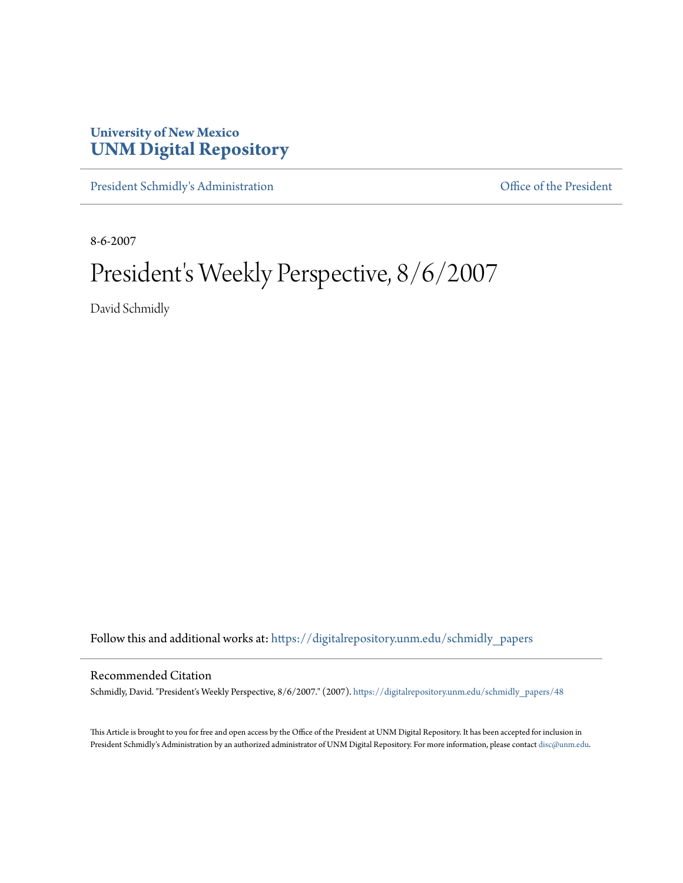University of New Mexico
**UNM Digital Repository**

President Schmidly's Administration | Office of the President

8-6-2007

# President's Weekly Perspective, 8/6/2007

David Schmidly

Follow this and additional works at: https://digitalrepository.unm.edu/schmidly_papers

## Recommended Citation

Schmidly, David. "President's Weekly Perspective, 8/6/2007." (2007). https://digitalrepository.unm.edu/schmidly_papers/48

This Article is brought to you for free and open access by the Office of the President at UNM Digital Repository. It has been accepted for inclusion in President Schmidly's Administration by an authorized administrator of UNM Digital Repository. For more information, please contact disc@unm.edu.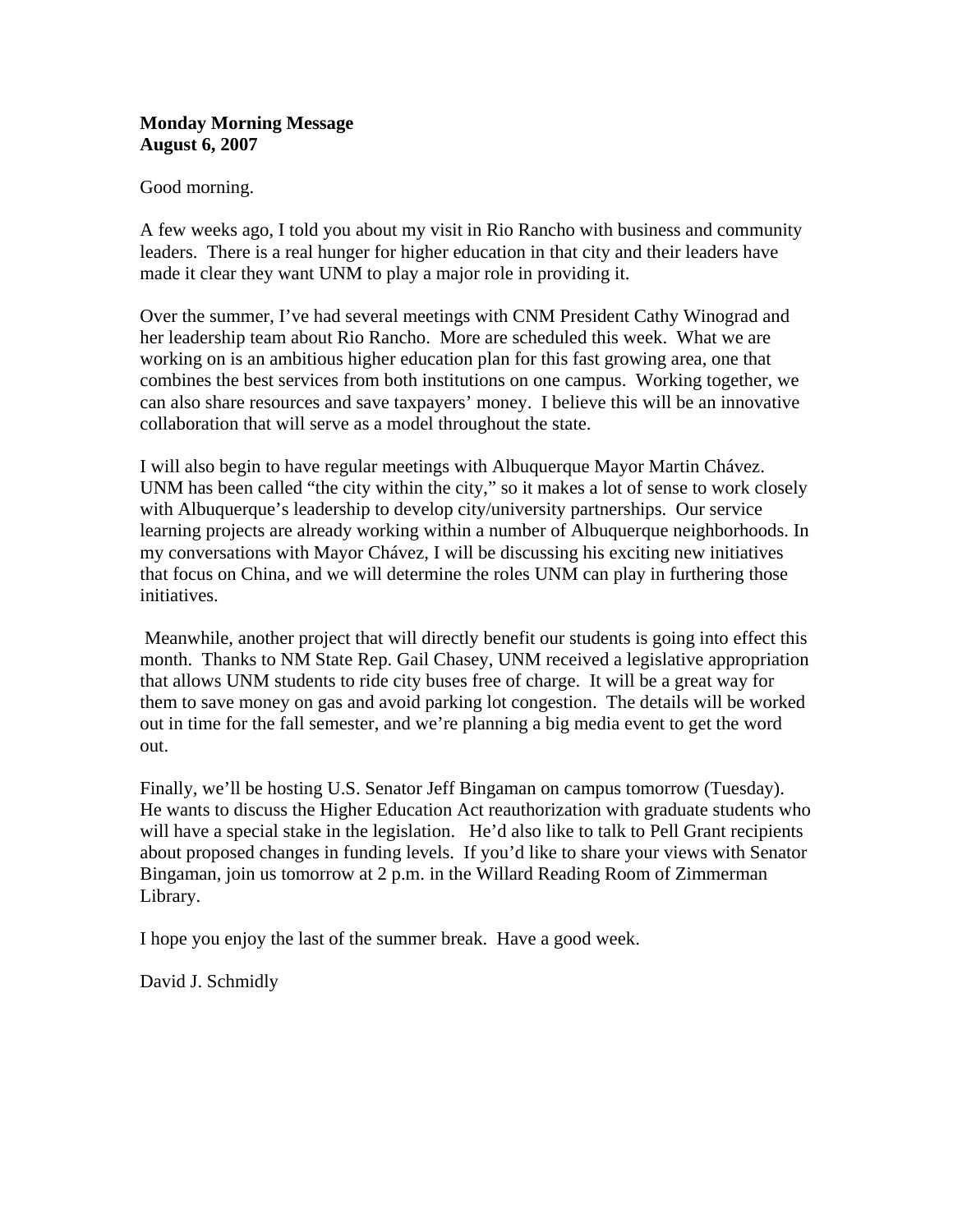**Monday Morning Message**
**August 6, 2007**

Good morning.

A few weeks ago, I told you about my visit in Rio Rancho with business and community leaders. There is a real hunger for higher education in that city and their leaders have made it clear they want UNM to play a major role in providing it.

Over the summer, I've had several meetings with CNM President Cathy Winograd and her leadership team about Rio Rancho. More are scheduled this week. What we are working on is an ambitious higher education plan for this fast growing area, one that combines the best services from both institutions on one campus. Working together, we can also share resources and save taxpayers' money. I believe this will be an innovative collaboration that will serve as a model throughout the state.

I will also begin to have regular meetings with Albuquerque Mayor Martin Chávez. UNM has been called "the city within the city," so it makes a lot of sense to work closely with Albuquerque's leadership to develop city/university partnerships. Our service learning projects are already working within a number of Albuquerque neighborhoods. In my conversations with Mayor Chávez, I will be discussing his exciting new initiatives that focus on China, and we will determine the roles UNM can play in furthering those initiatives.

Meanwhile, another project that will directly benefit our students is going into effect this month. Thanks to NM State Rep. Gail Chasey, UNM received a legislative appropriation that allows UNM students to ride city buses free of charge. It will be a great way for them to save money on gas and avoid parking lot congestion. The details will be worked out in time for the fall semester, and we're planning a big media event to get the word out.

Finally, we'll be hosting U.S. Senator Jeff Bingaman on campus tomorrow (Tuesday). He wants to discuss the Higher Education Act reauthorization with graduate students who will have a special stake in the legislation. He'd also like to talk to Pell Grant recipients about proposed changes in funding levels. If you'd like to share your views with Senator Bingaman, join us tomorrow at 2 p.m. in the Willard Reading Room of Zimmerman Library.

I hope you enjoy the last of the summer break. Have a good week.

David J. Schmidly